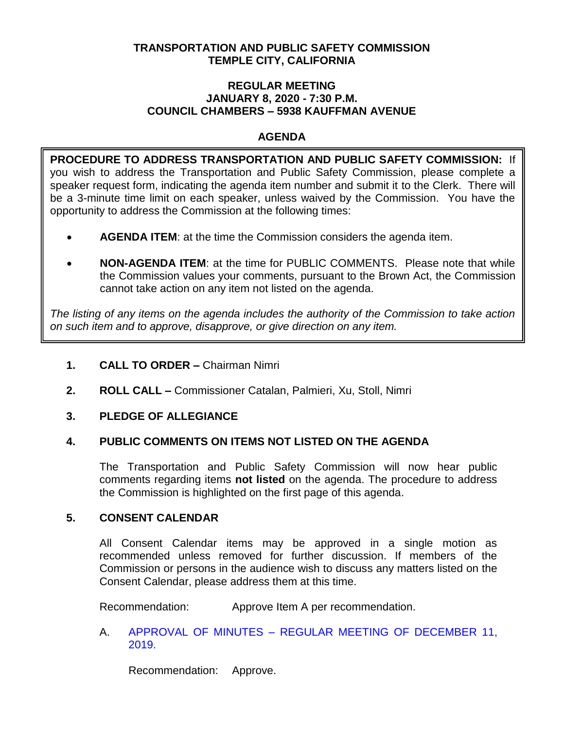# TRANSPORTATION AND PUBLIC SAFETY COMMISSION
# TEMPLE CITY, CALIFORNIA

## REGULAR MEETING
## JANUARY 8, 2020 - 7:30 P.M.
## COUNCIL CHAMBERS – 5938 KAUFFMAN AVENUE

## AGENDA

**PROCEDURE TO ADDRESS TRANSPORTATION AND PUBLIC SAFETY COMMISSION:** If you wish to address the Transportation and Public Safety Commission, please complete a speaker request form, indicating the agenda item number and submit it to the Clerk. There will be a 3-minute time limit on each speaker, unless waived by the Commission. You have the opportunity to address the Commission at the following times:

- **AGENDA ITEM**: at the time the Commission considers the agenda item.
- **NON-AGENDA ITEM**: at the time for PUBLIC COMMENTS. Please note that while the Commission values your comments, pursuant to the Brown Act, the Commission cannot take action on any item not listed on the agenda.

*The listing of any items on the agenda includes the authority of the Commission to take action on such item and to approve, disapprove, or give direction on any item.*

**1. CALL TO ORDER –** Chairman Nimri

**2. ROLL CALL –** Commissioner Catalan, Palmieri, Xu, Stoll, Nimri

**3. PLEDGE OF ALLEGIANCE**

**4. PUBLIC COMMENTS ON ITEMS NOT LISTED ON THE AGENDA**

The Transportation and Public Safety Commission will now hear public comments regarding items **not listed** on the agenda. The procedure to address the Commission is highlighted on the first page of this agenda.

**5. CONSENT CALENDAR**

All Consent Calendar items may be approved in a single motion as recommended unless removed for further discussion. If members of the Commission or persons in the audience wish to discuss any matters listed on the Consent Calendar, please address them at this time.

Recommendation: Approve Item A per recommendation.

A. APPROVAL OF MINUTES – REGULAR MEETING OF DECEMBER 11, 2019.

Recommendation: Approve.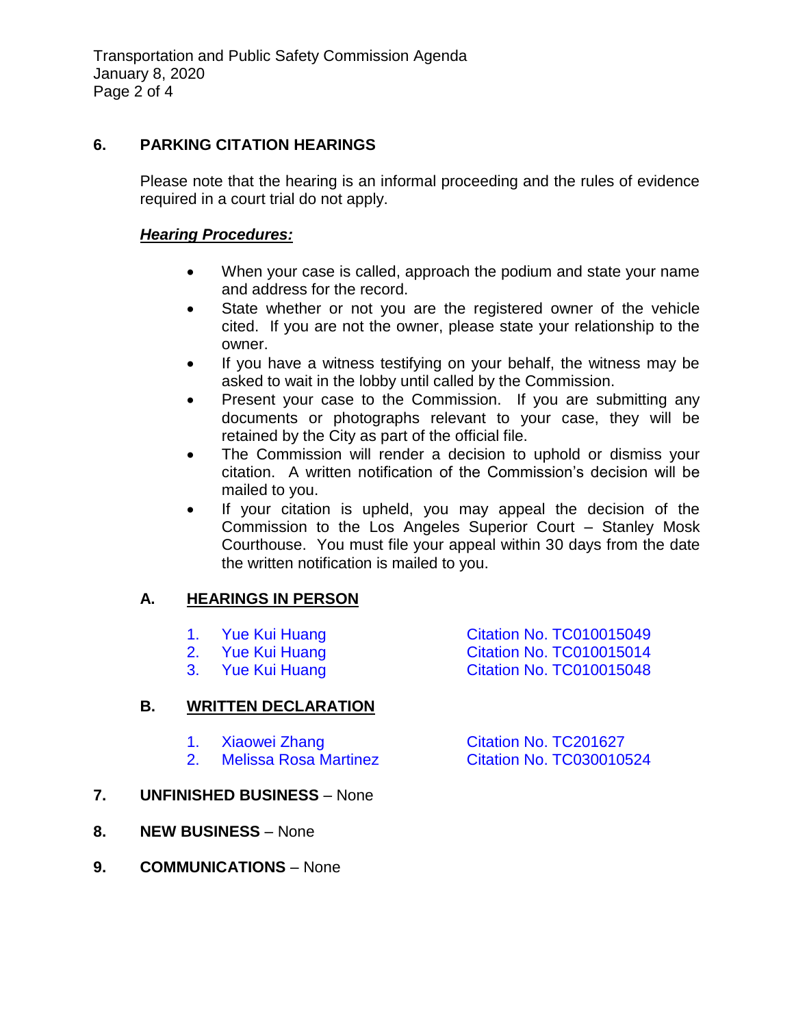## 6. PARKING CITATION HEARINGS

Please note that the hearing is an informal proceeding and the rules of evidence required in a court trial do not apply.

***Hearing Procedures:***

- When your case is called, approach the podium and state your name and address for the record.
- State whether or not you are the registered owner of the vehicle cited. If you are not the owner, please state your relationship to the owner.
- If you have a witness testifying on your behalf, the witness may be asked to wait in the lobby until called by the Commission.
- Present your case to the Commission. If you are submitting any documents or photographs relevant to your case, they will be retained by the City as part of the official file.
- The Commission will render a decision to uphold or dismiss your citation. A written notification of the Commission's decision will be mailed to you.
- If your citation is upheld, you may appeal the decision of the Commission to the Los Angeles Superior Court – Stanley Mosk Courthouse. You must file your appeal within 30 days from the date the written notification is mailed to you.

### A. HEARINGS IN PERSON

1. Yue Kui Huang — Citation No. TC010015049
2. Yue Kui Huang — Citation No. TC010015014
3. Yue Kui Huang — Citation No. TC010015048

### B. WRITTEN DECLARATION

1. Xiaowei Zhang — Citation No. TC201627
2. Melissa Rosa Martinez — Citation No. TC030010524

## 7. UNFINISHED BUSINESS – None

## 8. NEW BUSINESS – None

## 9. COMMUNICATIONS – None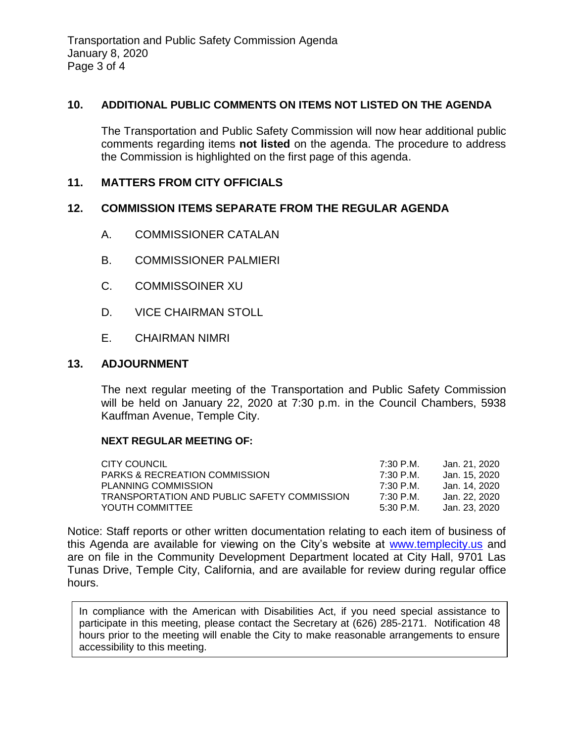## 10. ADDITIONAL PUBLIC COMMENTS ON ITEMS NOT LISTED ON THE AGENDA

The Transportation and Public Safety Commission will now hear additional public comments regarding items **not listed** on the agenda. The procedure to address the Commission is highlighted on the first page of this agenda.

## 11. MATTERS FROM CITY OFFICIALS

## 12. COMMISSION ITEMS SEPARATE FROM THE REGULAR AGENDA

A. COMMISSIONER CATALAN

B. COMMISSIONER PALMIERI

C. COMMISSOINER XU

D. VICE CHAIRMAN STOLL

E. CHAIRMAN NIMRI

## 13. ADJOURNMENT

The next regular meeting of the Transportation and Public Safety Commission will be held on January 22, 2020 at 7:30 p.m. in the Council Chambers, 5938 Kauffman Avenue, Temple City.

**NEXT REGULAR MEETING OF:**

| | | |
|---|---|---|
| CITY COUNCIL | 7:30 P.M. | Jan. 21, 2020 |
| PARKS & RECREATION COMMISSION | 7:30 P.M. | Jan. 15, 2020 |
| PLANNING COMMISSION | 7:30 P.M. | Jan. 14, 2020 |
| TRANSPORTATION AND PUBLIC SAFETY COMMISSION | 7:30 P.M. | Jan. 22, 2020 |
| YOUTH COMMITTEE | 5:30 P.M. | Jan. 23, 2020 |

Notice: Staff reports or other written documentation relating to each item of business of this Agenda are available for viewing on the City's website at www.templecity.us and are on file in the Community Development Department located at City Hall, 9701 Las Tunas Drive, Temple City, California, and are available for review during regular office hours.

In compliance with the American with Disabilities Act, if you need special assistance to participate in this meeting, please contact the Secretary at (626) 285-2171. Notification 48 hours prior to the meeting will enable the City to make reasonable arrangements to ensure accessibility to this meeting.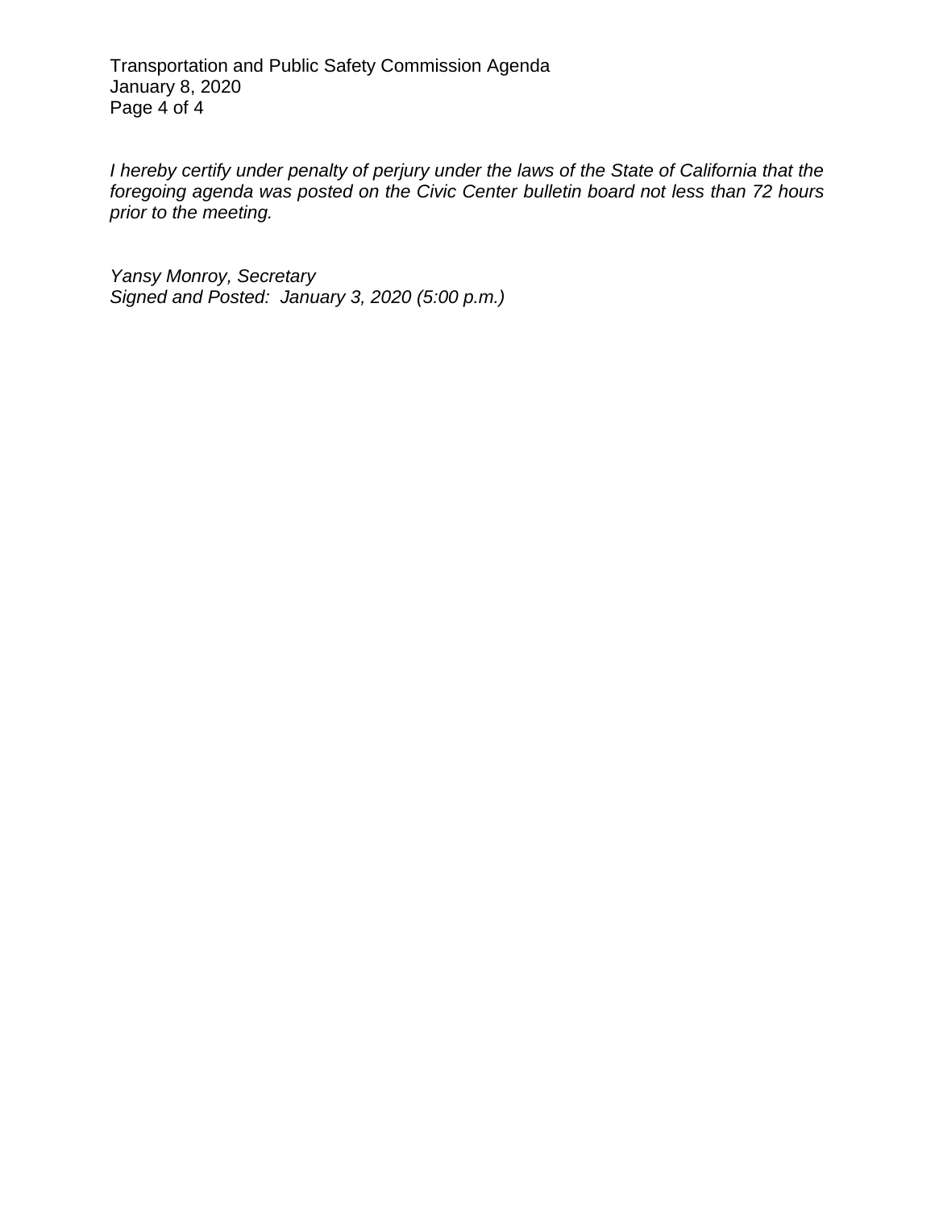*I hereby certify under penalty of perjury under the laws of the State of California that the foregoing agenda was posted on the Civic Center bulletin board not less than 72 hours prior to the meeting.*

*Yansy Monroy, Secretary*
*Signed and Posted: January 3, 2020 (5:00 p.m.)*